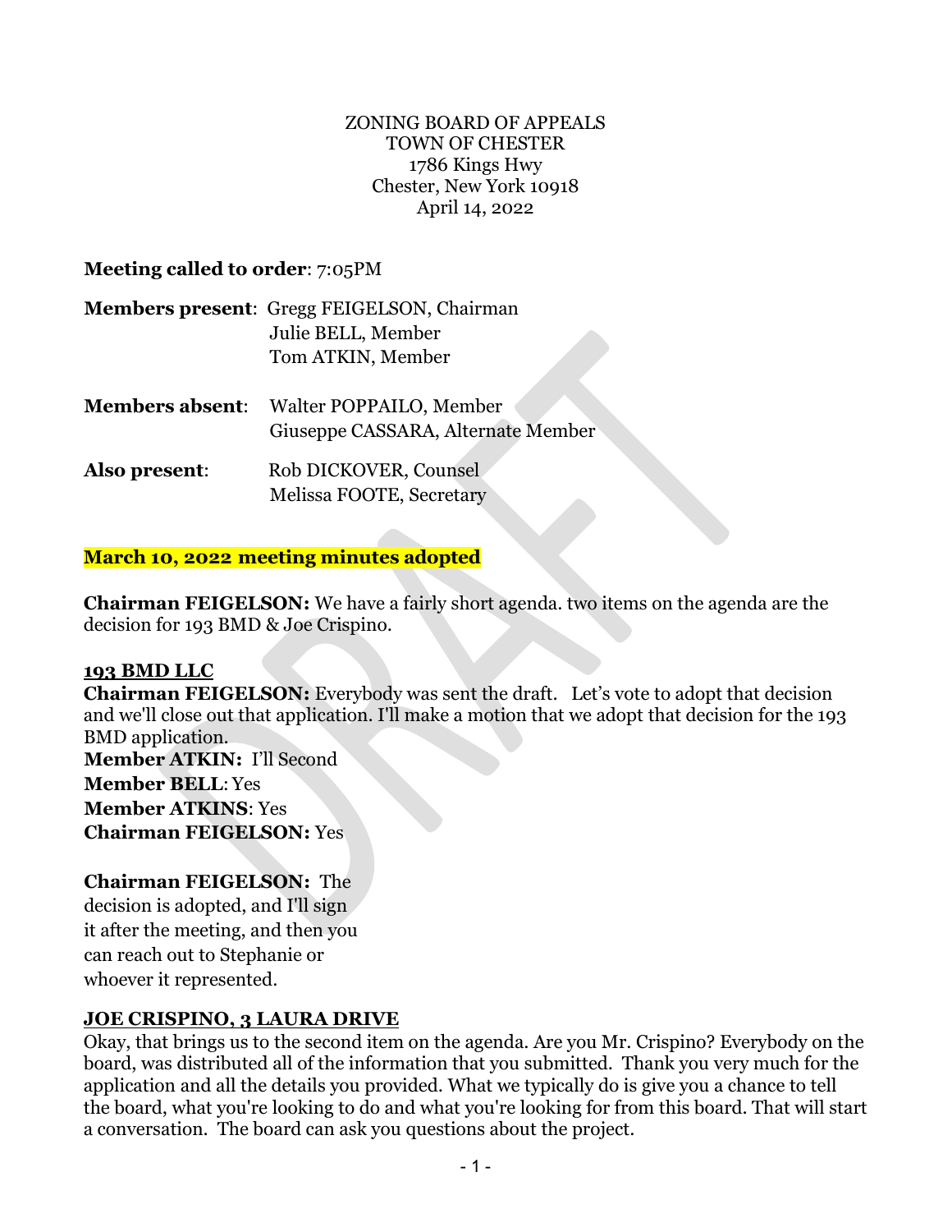ZONING BOARD OF APPEALS
TOWN OF CHESTER
1786 Kings Hwy
Chester, New York 10918
April 14, 2022

**Meeting called to order**: 7:05PM

**Members present**: Gregg FEIGELSON, Chairman
Julie BELL, Member
Tom ATKIN, Member

**Members absent**: Walter POPPAILO, Member
Giuseppe CASSARA, Alternate Member

**Also present**: Rob DICKOVER, Counsel
Melissa FOOTE, Secretary

**March 10, 2022 meeting minutes adopted**

**Chairman FEIGELSON:** We have a fairly short agenda. two items on the agenda are the decision for 193 BMD & Joe Crispino.

**193 BMD LLC**

**Chairman FEIGELSON:** Everybody was sent the draft. Let's vote to adopt that decision and we'll close out that application. I'll make a motion that we adopt that decision for the 193 BMD application.
**Member ATKIN:** I'll Second
**Member BELL**: Yes
**Member ATKINS**: Yes
**Chairman FEIGELSON:** Yes

**Chairman FEIGELSON:** The decision is adopted, and I'll sign it after the meeting, and then you can reach out to Stephanie or whoever it represented.

**JOE CRISPINO, 3 LAURA DRIVE**

Okay, that brings us to the second item on the agenda. Are you Mr. Crispino? Everybody on the board, was distributed all of the information that you submitted. Thank you very much for the application and all the details you provided. What we typically do is give you a chance to tell the board, what you're looking to do and what you're looking for from this board. That will start a conversation. The board can ask you questions about the project.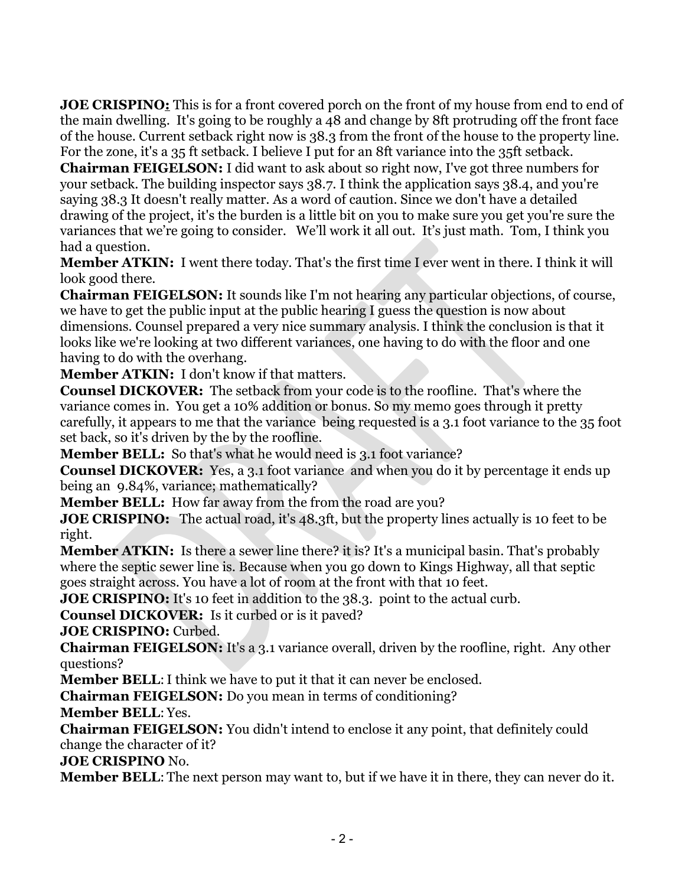**JOE CRISPINO:** This is for a front covered porch on the front of my house from end to end of the main dwelling. It's going to be roughly a 48 and change by 8ft protruding off the front face of the house. Current setback right now is 38.3 from the front of the house to the property line. For the zone, it's a 35 ft setback. I believe I put for an 8ft variance into the 35ft setback.

**Chairman FEIGELSON:** I did want to ask about so right now, I've got three numbers for your setback. The building inspector says 38.7. I think the application says 38.4, and you're saying 38.3 It doesn't really matter. As a word of caution. Since we don't have a detailed drawing of the project, it's the burden is a little bit on you to make sure you get you're sure the variances that we're going to consider. We'll work it all out. It's just math. Tom, I think you had a question.

**Member ATKIN:** I went there today. That's the first time I ever went in there. I think it will look good there.

**Chairman FEIGELSON:** It sounds like I'm not hearing any particular objections, of course, we have to get the public input at the public hearing I guess the question is now about dimensions. Counsel prepared a very nice summary analysis. I think the conclusion is that it looks like we're looking at two different variances, one having to do with the floor and one having to do with the overhang.

**Member ATKIN:** I don't know if that matters.

**Counsel DICKOVER:** The setback from your code is to the roofline. That's where the variance comes in. You get a 10% addition or bonus. So my memo goes through it pretty carefully, it appears to me that the variance being requested is a 3.1 foot variance to the 35 foot set back, so it's driven by the by the roofline.

**Member BELL:** So that's what he would need is 3.1 foot variance?

**Counsel DICKOVER:** Yes, a 3.1 foot variance and when you do it by percentage it ends up being an 9.84%, variance; mathematically?

**Member BELL:** How far away from the from the road are you?

**JOE CRISPINO:** The actual road, it's 48.3ft, but the property lines actually is 10 feet to be right.

**Member ATKIN:** Is there a sewer line there? it is? It's a municipal basin. That's probably where the septic sewer line is. Because when you go down to Kings Highway, all that septic goes straight across. You have a lot of room at the front with that 10 feet.

**JOE CRISPINO:** It's 10 feet in addition to the 38.3. point to the actual curb.

**Counsel DICKOVER:** Is it curbed or is it paved?

**JOE CRISPINO:** Curbed.

**Chairman FEIGELSON:** It's a 3.1 variance overall, driven by the roofline, right. Any other questions?

**Member BELL**: I think we have to put it that it can never be enclosed.

**Chairman FEIGELSON:** Do you mean in terms of conditioning?

**Member BELL**: Yes.

**Chairman FEIGELSON:** You didn't intend to enclose it any point, that definitely could change the character of it?

**JOE CRISPINO** No.

**Member BELL**: The next person may want to, but if we have it in there, they can never do it.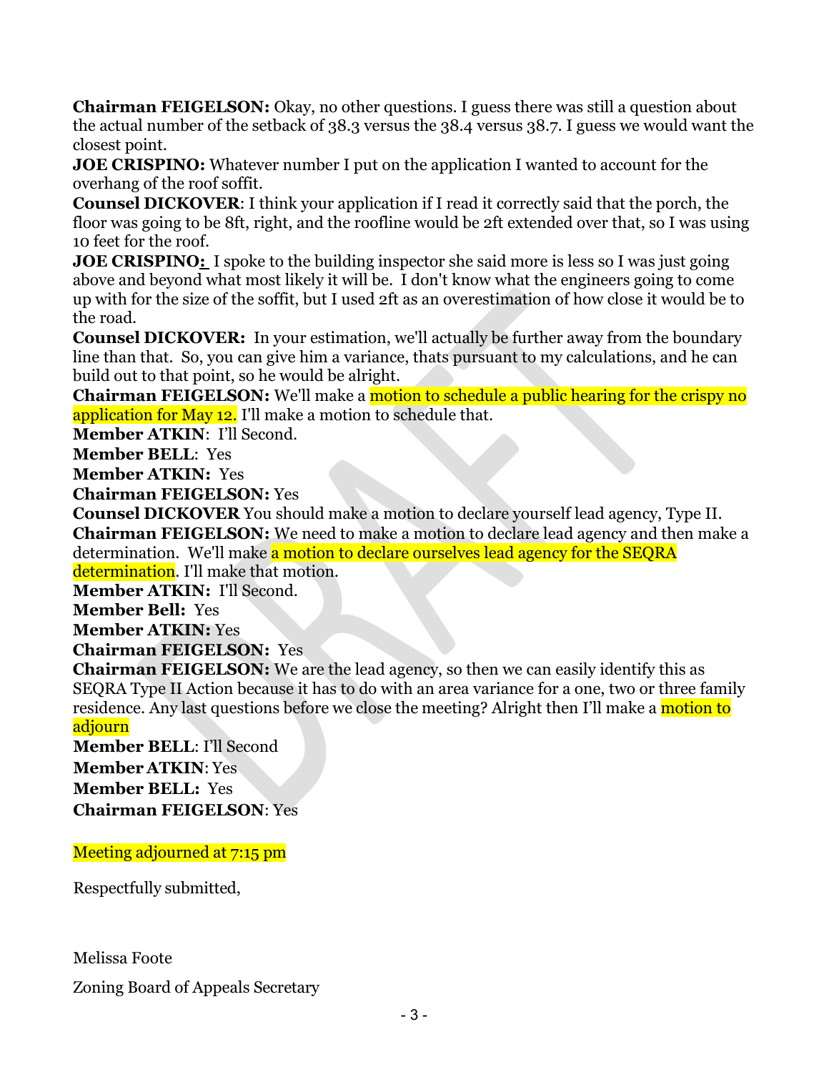**Chairman FEIGELSON:** Okay, no other questions. I guess there was still a question about the actual number of the setback of 38.3 versus the 38.4 versus 38.7. I guess we would want the closest point.

**JOE CRISPINO:** Whatever number I put on the application I wanted to account for the overhang of the roof soffit.

**Counsel DICKOVER**: I think your application if I read it correctly said that the porch, the floor was going to be 8ft, right, and the roofline would be 2ft extended over that, so I was using 10 feet for the roof.

**JOE CRISPINO:** I spoke to the building inspector she said more is less so I was just going above and beyond what most likely it will be. I don't know what the engineers going to come up with for the size of the soffit, but I used 2ft as an overestimation of how close it would be to the road.

**Counsel DICKOVER:** In your estimation, we'll actually be further away from the boundary line than that. So, you can give him a variance, thats pursuant to my calculations, and he can build out to that point, so he would be alright.

**Chairman FEIGELSON:** We'll make a motion to schedule a public hearing for the crispy no application for May 12. I'll make a motion to schedule that.

**Member ATKIN**: I'll Second.

**Member BELL**: Yes

**Member ATKIN:** Yes

**Chairman FEIGELSON:** Yes

**Counsel DICKOVER** You should make a motion to declare yourself lead agency, Type II.

**Chairman FEIGELSON:** We need to make a motion to declare lead agency and then make a determination. We'll make a motion to declare ourselves lead agency for the SEQRA determination. I'll make that motion.

**Member ATKIN:** I'll Second.

**Member Bell:** Yes

**Member ATKIN:** Yes

**Chairman FEIGELSON:** Yes

**Chairman FEIGELSON:** We are the lead agency, so then we can easily identify this as SEQRA Type II Action because it has to do with an area variance for a one, two or three family residence. Any last questions before we close the meeting? Alright then I'll make a motion to adjourn

**Member BELL**: I'll Second

**Member ATKIN**: Yes

**Member BELL:** Yes

**Chairman FEIGELSON**: Yes

Meeting adjourned at 7:15 pm

Respectfully submitted,

Melissa Foote

Zoning Board of Appeals Secretary